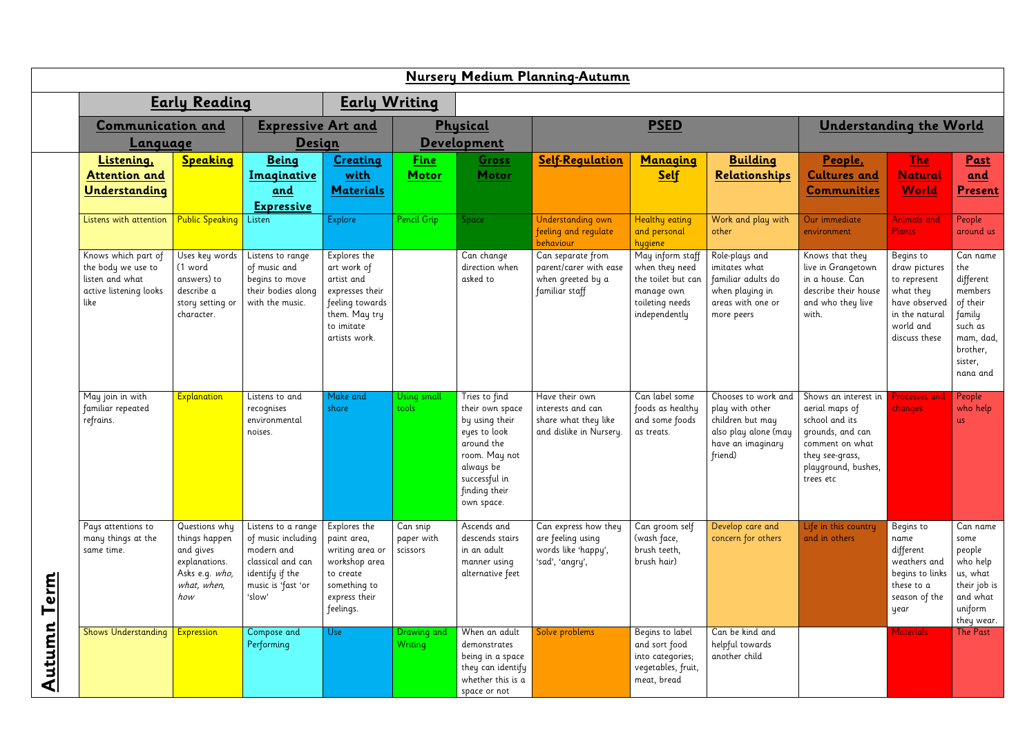## Nursery Medium Planning-Autumn

| | Early Reading | | | | Early Writing | | | | | | | |
|---|---|---|---|---|---|---|---|---|---|---|---|---|
| | **Communication and Language** | | **Expressive Art and Design** | | **Physical Development** | | **PSED** | | | **Understanding the World** | | |
| | **Listening, Attention and Understanding** | **Speaking** | **Being Imaginative and Expressive** | **Creating with Materials** | **Fine Motor** | **Gross Motor** | **Self-Regulation** | **Managing Self** | **Building Relationships** | **People, Cultures and Communities** | **The Natural World** | **Past and Present** |
| **Autumn Term** | Listens with attention | Public Speaking | Listen | Explore | Pencil Grip | Space | Understanding own feeling and regulate behaviour | Healthy eating and personal hygiene | Work and play with other | Our immediate environment | Animals and Plants | People around us |
| | Knows which part of the body we use to listen and what active listening looks like | Uses key words (1 word answers) to describe a story setting or character. | Listens to range of music and begins to move their bodies along with the music. | Explores the art work of artist and expresses their feeling towards them. May try to imitate artists work. | | Can change direction when asked to | Can separate from parent/carer with ease when greeted by a familiar staff | May inform staff when they need the toilet but can manage own toileting needs independently | Role-plays and imitates what familiar adults do when playing in areas with one or more peers | Knows that they live in Grangetown in a house. Can describe their house and who they live with. | Begins to draw pictures to represent what they have observed in the natural world and discuss these | Can name the different members of their family such as mam, dad, brother, sister, nana and |
| | May join in with familiar repeated refrains. | Explanation | Listens to and recognises environmental noises. | Make and share | Using small tools | Tries to find their own space by using their eyes to look around the room. May not always be successful in finding their own space. | Have their own interests and can share what they like and dislike in Nursery. | Can label some foods as healthy and some foods as treats. | Chooses to work and play with other children but may also play alone (may have an imaginary friend) | Shows an interest in aerial maps of school and its grounds, and can comment on what they see-grass, playground, bushes, trees etc | Processes and changes | People who help us |
| | Pays attentions to many things at the same time. | Questions why things happen and gives explanations. Asks e.g. *who, what, when, how* | Listens to a range of music including modern and classical and can identify if the music is 'fast 'or 'slow' | Explores the paint area, writing area or workshop area to create something to express their feelings. | Can snip paper with scissors | Ascends and descends stairs in an adult manner using alternative feet | Can express how they are feeling using words like 'happy', 'sad', 'angry', | Can groom self (wash face, brush teeth, brush hair) | Develop care and concern for others | Life in this country and in others | Begins to name different weathers and begins to links these to a season of the year | Can name some people who help us, what their job is and what uniform they wear. |
| | Shows Understanding | Expression | Compose and Performing | Use | Drawing and Writing | When an adult demonstrates being in a space they can identify whether this is a space or not | Solve problems | Begins to label and sort food into categories; vegetables, fruit, meat, bread | Can be kind and helpful towards another child | | Materials | The Past |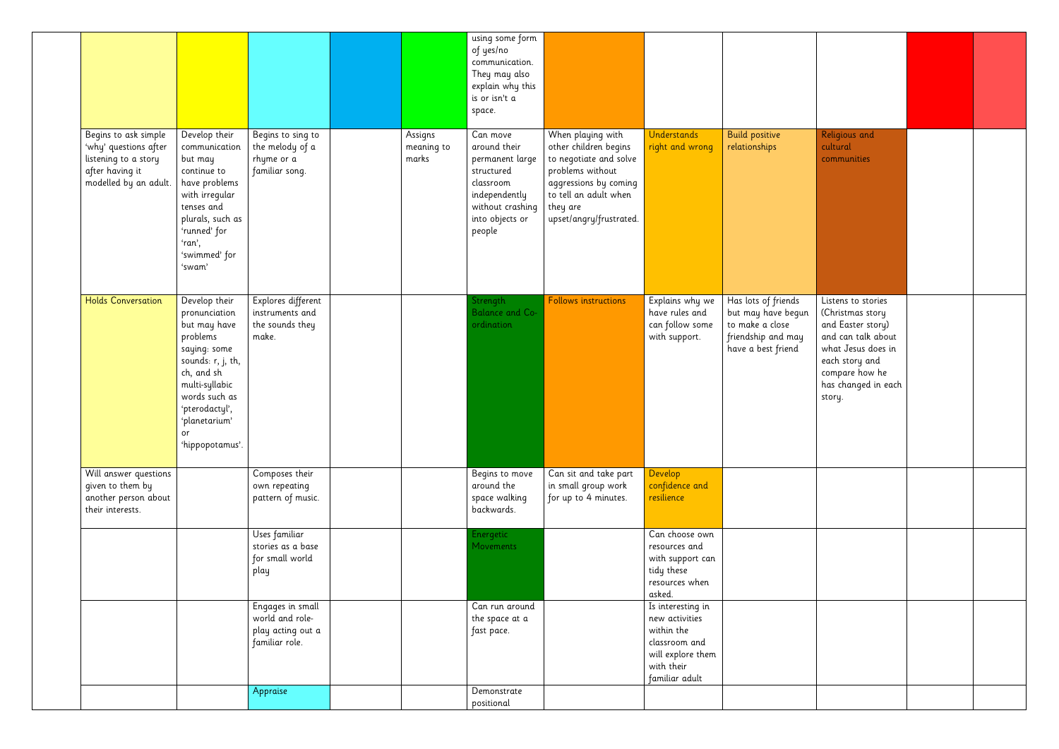| | | | | | | | | | | | | |
|---|---|---|---|---|---|---|---|---|---|---|---|---|
| | | | | | | using some form of yes/no communication. They may also explain why this is or isn't a space. | | | | | | |
| | Begins to ask simple 'why' questions after listening to a story after having it modelled by an adult. | Develop their communication but may continue to have problems with irregular tenses and plurals, such as 'runned' for 'ran', 'swimmed' for 'swam' | Begins to sing to the melody of a rhyme or a familiar song. | | Assigns meaning to marks | Can move around their permanent large structured classroom independently without crashing into objects or people | When playing with other children begins to negotiate and solve problems without aggressions by coming to tell an adult when they are upset/angry/frustrated. | Understands right and wrong | Build positive relationships | Religious and cultural communities | | |
| | Holds Conversation | Develop their pronunciation but may have problems saying: some sounds: r, j, th, ch, and sh multi-syllabic words such as 'pterodactyl', 'planetarium' or 'hippopotamus'. | Explores different instruments and the sounds they make. | | | Strength Balance and Co-ordination | Follows instructions | Explains why we have rules and can follow some with support. | Has lots of friends but may have begun to make a close friendship and may have a best friend | Listens to stories (Christmas story and Easter story) and can talk about what Jesus does in each story and compare how he has changed in each story. | | |
| | Will answer questions given to them by another person about their interests. | | Composes their own repeating pattern of music. | | | Begins to move around the space walking backwards. | Can sit and take part in small group work for up to 4 minutes. | Develop confidence and resilience | | | | |
| | | | Uses familiar stories as a base for small world play | | | Energetic Movements | | Can choose own resources and with support can tidy these resources when asked. | | | | |
| | | | Engages in small world and role-play acting out a familiar role. | | | Can run around the space at a fast pace. | | Is interesting in new activities within the classroom and will explore them with their familiar adult | | | | |
| | | | Appraise | | | Demonstrate positional | | | | | | |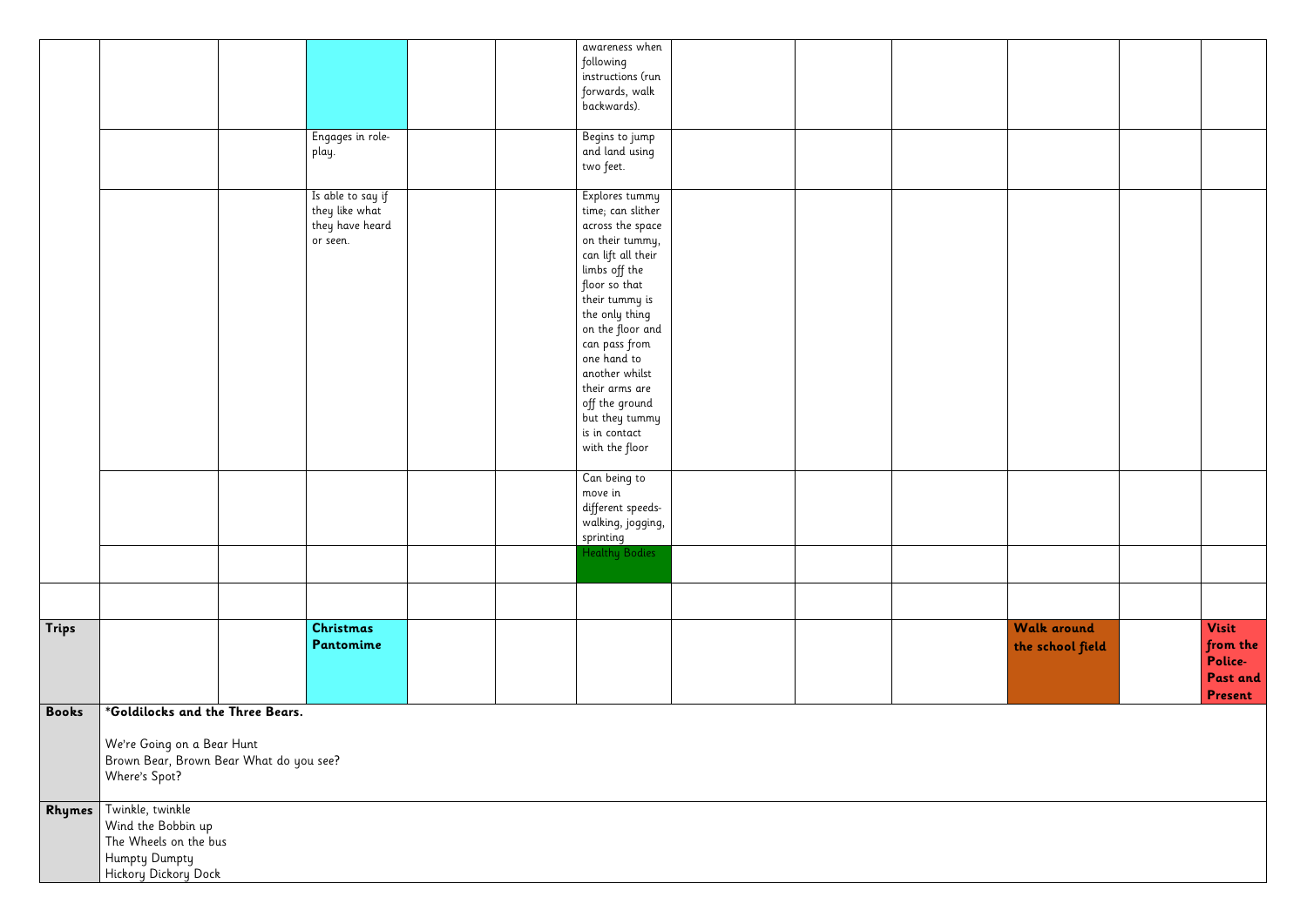|  |  |  |  |  |  |  |  |  |  |  |  |  |
|---|---|---|---|---|---|---|---|---|---|---|---|---|
|  |  |  |  |  |  | awareness when following instructions (run forwards, walk backwards). |  |  |  |  |  |  |
|  |  |  | Engages in role-play. |  |  | Begins to jump and land using two feet. |  |  |  |  |  |  |
|  |  |  | Is able to say if they like what they have heard or seen. |  |  | Explores tummy time; can slither across the space on their tummy, can lift all their limbs off the floor so that their tummy is the only thing on the floor and can pass from one hand to another whilst their arms are off the ground but they tummy is in contact with the floor |  |  |  |  |  |  |
|  |  |  |  |  |  | Can being to move in different speeds-walking, jogging, sprinting |  |  |  |  |  |  |
|  |  |  |  |  |  | Healthy Bodies |  |  |  |  |  |  |
|  |  |  |  |  |  |  |  |  |  |  |  |  |
| **Trips** |  |  | **Christmas Pantomime** |  |  |  |  |  |  | **Walk around the school field** |  | **Visit from the Police- Past and Present** |
| **Books** | ***Goldilocks and the Three Bears.**<br><br>We're Going on a Bear Hunt<br>Brown Bear, Brown Bear What do you see?<br>Where's Spot? |  |  |  |  |  |  |  |  |  |  |  |
| **Rhymes** | Twinkle, twinkle<br>Wind the Bobbin up<br>The Wheels on the bus<br>Humpty Dumpty<br>Hickory Dickory Dock |  |  |  |  |  |  |  |  |  |  |  |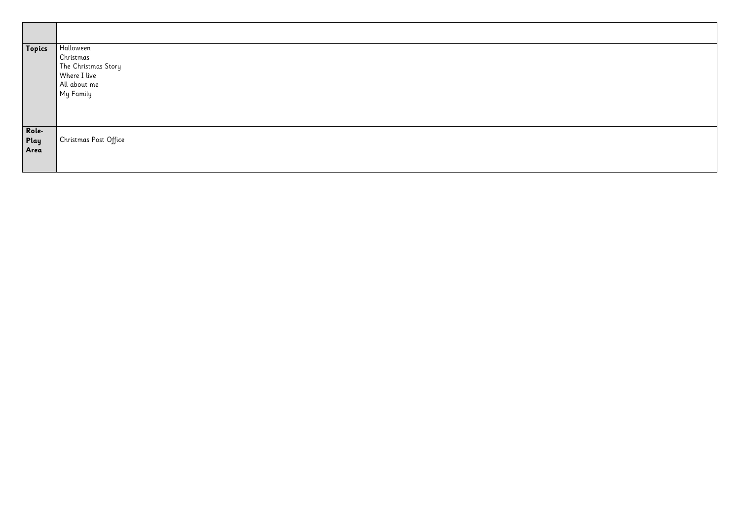| | |
|---|---|
| **Topics** | Halloween<br>Christmas<br>The Christmas Story<br>Where I live<br>All about me<br>My Family |
| **Role-Play Area** | Christmas Post Office |